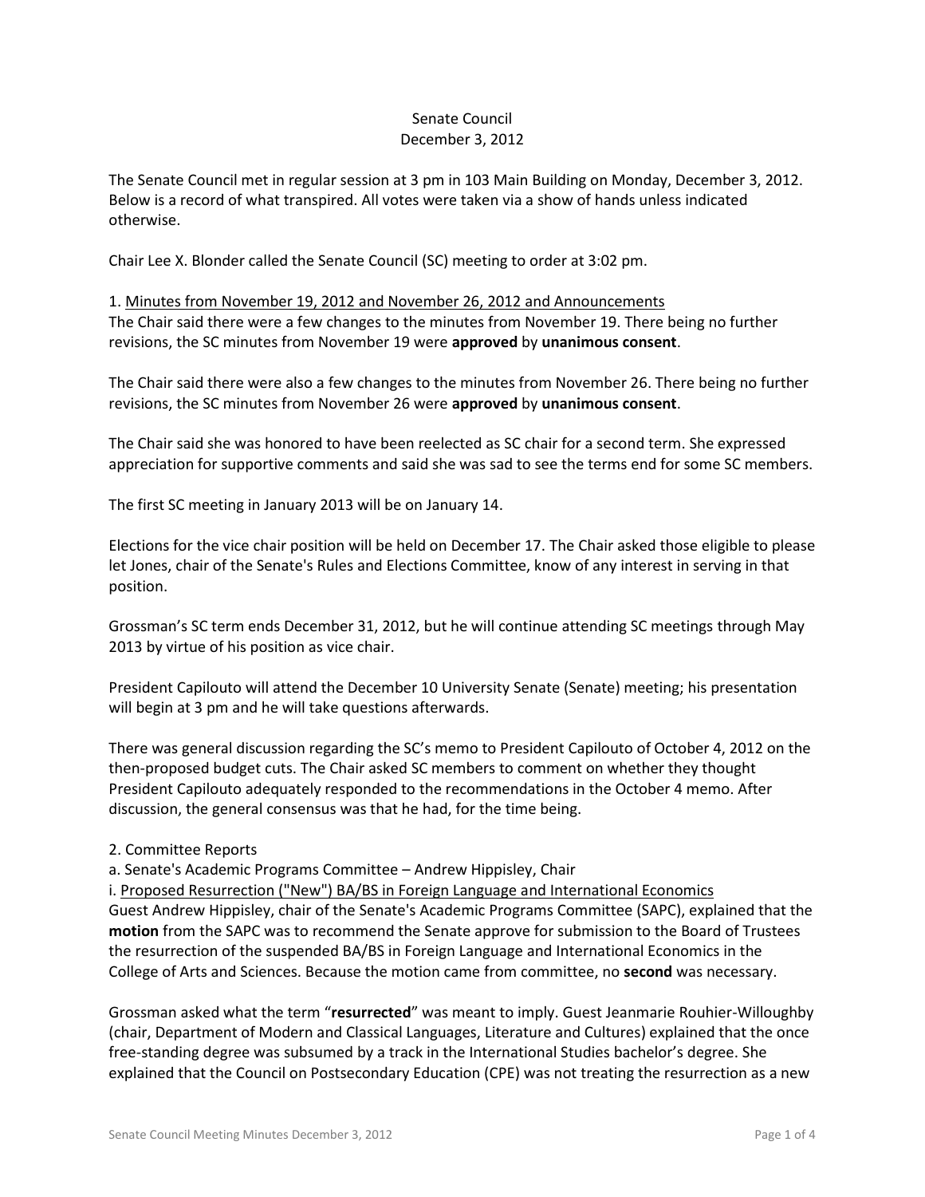Senate Council
December 3, 2012

The Senate Council met in regular session at 3 pm in 103 Main Building on Monday, December 3, 2012. Below is a record of what transpired. All votes were taken via a show of hands unless indicated otherwise.

Chair Lee X. Blonder called the Senate Council (SC) meeting to order at 3:02 pm.

1. <u>Minutes from November 19, 2012 and November 26, 2012 and Announcements</u>
The Chair said there were a few changes to the minutes from November 19. There being no further revisions, the SC minutes from November 19 were **approved** by **unanimous consent**.

The Chair said there were also a few changes to the minutes from November 26. There being no further revisions, the SC minutes from November 26 were **approved** by **unanimous consent**.

The Chair said she was honored to have been reelected as SC chair for a second term. She expressed appreciation for supportive comments and said she was sad to see the terms end for some SC members.

The first SC meeting in January 2013 will be on January 14.

Elections for the vice chair position will be held on December 17. The Chair asked those eligible to please let Jones, chair of the Senate's Rules and Elections Committee, know of any interest in serving in that position.

Grossman's SC term ends December 31, 2012, but he will continue attending SC meetings through May 2013 by virtue of his position as vice chair.

President Capilouto will attend the December 10 University Senate (Senate) meeting; his presentation will begin at 3 pm and he will take questions afterwards.

There was general discussion regarding the SC's memo to President Capilouto of October 4, 2012 on the then-proposed budget cuts. The Chair asked SC members to comment on whether they thought President Capilouto adequately responded to the recommendations in the October 4 memo. After discussion, the general consensus was that he had, for the time being.

2. Committee Reports
a. Senate's Academic Programs Committee – Andrew Hippisley, Chair
i. <u>Proposed Resurrection ("New") BA/BS in Foreign Language and International Economics</u>
Guest Andrew Hippisley, chair of the Senate's Academic Programs Committee (SAPC), explained that the **motion** from the SAPC was to recommend the Senate approve for submission to the Board of Trustees the resurrection of the suspended BA/BS in Foreign Language and International Economics in the College of Arts and Sciences. Because the motion came from committee, no **second** was necessary.

Grossman asked what the term "**resurrected**" was meant to imply. Guest Jeanmarie Rouhier-Willoughby (chair, Department of Modern and Classical Languages, Literature and Cultures) explained that the once free-standing degree was subsumed by a track in the International Studies bachelor's degree. She explained that the Council on Postsecondary Education (CPE) was not treating the resurrection as a new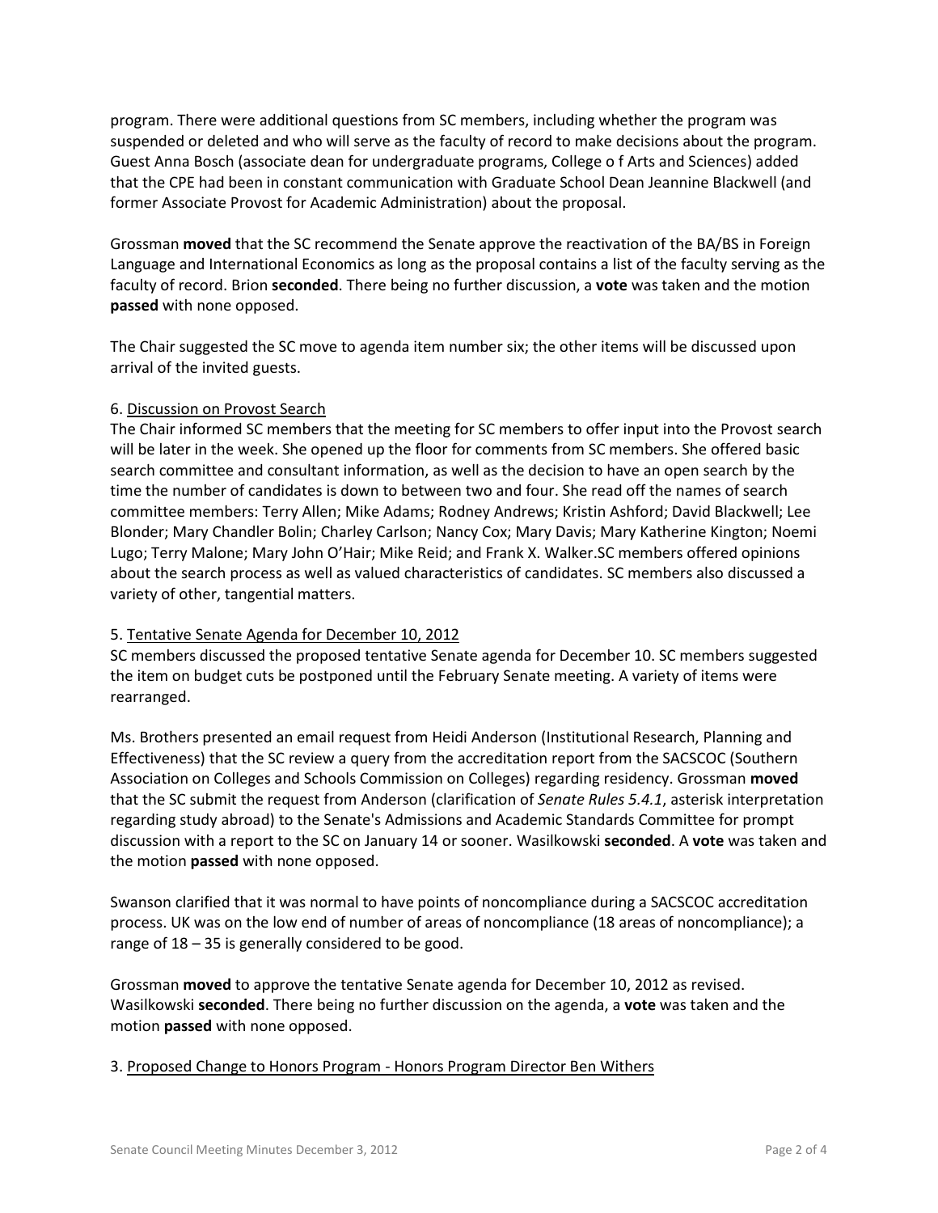program. There were additional questions from SC members, including whether the program was suspended or deleted and who will serve as the faculty of record to make decisions about the program. Guest Anna Bosch (associate dean for undergraduate programs, College o f Arts and Sciences) added that the CPE had been in constant communication with Graduate School Dean Jeannine Blackwell (and former Associate Provost for Academic Administration) about the proposal.

Grossman **moved** that the SC recommend the Senate approve the reactivation of the BA/BS in Foreign Language and International Economics as long as the proposal contains a list of the faculty serving as the faculty of record. Brion **seconded**. There being no further discussion, a **vote** was taken and the motion **passed** with none opposed.

The Chair suggested the SC move to agenda item number six; the other items will be discussed upon arrival of the invited guests.

6. <u>Discussion on Provost Search</u>
The Chair informed SC members that the meeting for SC members to offer input into the Provost search will be later in the week. She opened up the floor for comments from SC members. She offered basic search committee and consultant information, as well as the decision to have an open search by the time the number of candidates is down to between two and four. She read off the names of search committee members: Terry Allen; Mike Adams; Rodney Andrews; Kristin Ashford; David Blackwell; Lee Blonder; Mary Chandler Bolin; Charley Carlson; Nancy Cox; Mary Davis; Mary Katherine Kington; Noemi Lugo; Terry Malone; Mary John O'Hair; Mike Reid; and Frank X. Walker.SC members offered opinions about the search process as well as valued characteristics of candidates. SC members also discussed a variety of other, tangential matters.

5. <u>Tentative Senate Agenda for December 10, 2012</u>
SC members discussed the proposed tentative Senate agenda for December 10. SC members suggested the item on budget cuts be postponed until the February Senate meeting. A variety of items were rearranged.

Ms. Brothers presented an email request from Heidi Anderson (Institutional Research, Planning and Effectiveness) that the SC review a query from the accreditation report from the SACSCOC (Southern Association on Colleges and Schools Commission on Colleges) regarding residency. Grossman **moved** that the SC submit the request from Anderson (clarification of *Senate Rules 5.4.1*, asterisk interpretation regarding study abroad) to the Senate's Admissions and Academic Standards Committee for prompt discussion with a report to the SC on January 14 or sooner. Wasilkowski **seconded**. A **vote** was taken and the motion **passed** with none opposed.

Swanson clarified that it was normal to have points of noncompliance during a SACSCOC accreditation process. UK was on the low end of number of areas of noncompliance (18 areas of noncompliance); a range of 18 – 35 is generally considered to be good.

Grossman **moved** to approve the tentative Senate agenda for December 10, 2012 as revised. Wasilkowski **seconded**. There being no further discussion on the agenda, a **vote** was taken and the motion **passed** with none opposed.

3. <u>Proposed Change to Honors Program - Honors Program Director Ben Withers</u>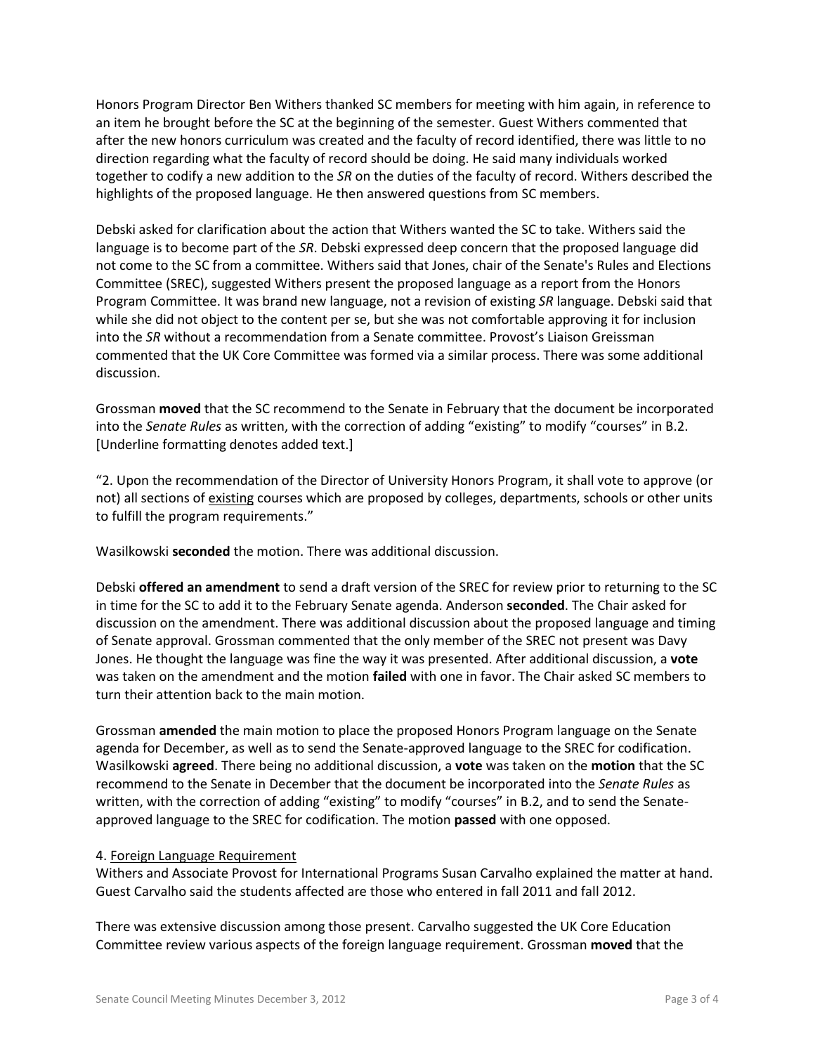Honors Program Director Ben Withers thanked SC members for meeting with him again, in reference to an item he brought before the SC at the beginning of the semester. Guest Withers commented that after the new honors curriculum was created and the faculty of record identified, there was little to no direction regarding what the faculty of record should be doing. He said many individuals worked together to codify a new addition to the *SR* on the duties of the faculty of record. Withers described the highlights of the proposed language. He then answered questions from SC members.

Debski asked for clarification about the action that Withers wanted the SC to take. Withers said the language is to become part of the *SR*. Debski expressed deep concern that the proposed language did not come to the SC from a committee. Withers said that Jones, chair of the Senate's Rules and Elections Committee (SREC), suggested Withers present the proposed language as a report from the Honors Program Committee. It was brand new language, not a revision of existing *SR* language. Debski said that while she did not object to the content per se, but she was not comfortable approving it for inclusion into the *SR* without a recommendation from a Senate committee. Provost's Liaison Greissman commented that the UK Core Committee was formed via a similar process. There was some additional discussion.

Grossman **moved** that the SC recommend to the Senate in February that the document be incorporated into the *Senate Rules* as written, with the correction of adding "existing" to modify "courses" in B.2. [Underline formatting denotes added text.]

"2. Upon the recommendation of the Director of University Honors Program, it shall vote to approve (or not) all sections of <u>existing</u> courses which are proposed by colleges, departments, schools or other units to fulfill the program requirements."

Wasilkowski **seconded** the motion. There was additional discussion.

Debski **offered an amendment** to send a draft version of the SREC for review prior to returning to the SC in time for the SC to add it to the February Senate agenda. Anderson **seconded**. The Chair asked for discussion on the amendment. There was additional discussion about the proposed language and timing of Senate approval. Grossman commented that the only member of the SREC not present was Davy Jones. He thought the language was fine the way it was presented. After additional discussion, a **vote** was taken on the amendment and the motion **failed** with one in favor. The Chair asked SC members to turn their attention back to the main motion.

Grossman **amended** the main motion to place the proposed Honors Program language on the Senate agenda for December, as well as to send the Senate-approved language to the SREC for codification. Wasilkowski **agreed**. There being no additional discussion, a **vote** was taken on the **motion** that the SC recommend to the Senate in December that the document be incorporated into the *Senate Rules* as written, with the correction of adding "existing" to modify "courses" in B.2, and to send the Senate-approved language to the SREC for codification. The motion **passed** with one opposed.

4. <u>Foreign Language Requirement</u>

Withers and Associate Provost for International Programs Susan Carvalho explained the matter at hand. Guest Carvalho said the students affected are those who entered in fall 2011 and fall 2012.

There was extensive discussion among those present. Carvalho suggested the UK Core Education Committee review various aspects of the foreign language requirement. Grossman **moved** that the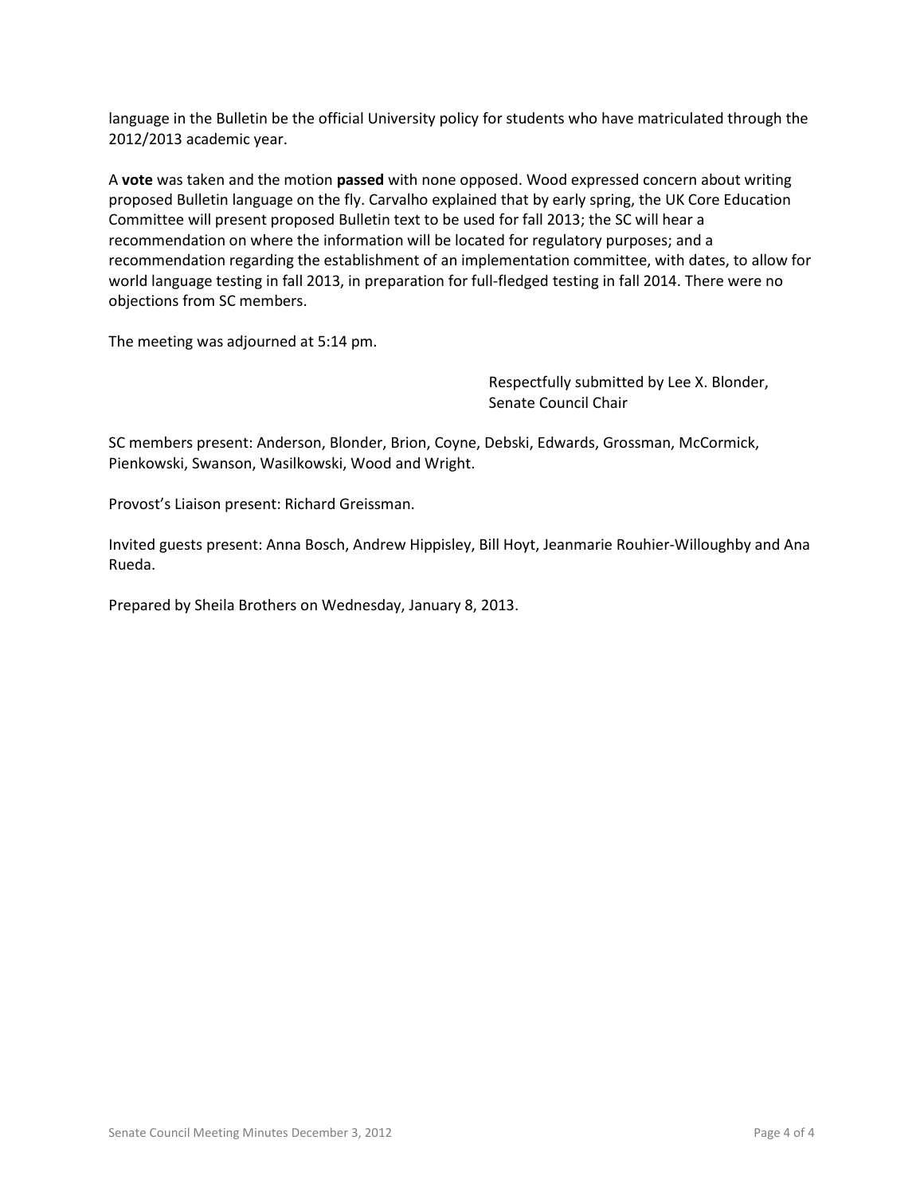language in the Bulletin be the official University policy for students who have matriculated through the 2012/2013 academic year.

A **vote** was taken and the motion **passed** with none opposed. Wood expressed concern about writing proposed Bulletin language on the fly. Carvalho explained that by early spring, the UK Core Education Committee will present proposed Bulletin text to be used for fall 2013; the SC will hear a recommendation on where the information will be located for regulatory purposes; and a recommendation regarding the establishment of an implementation committee, with dates, to allow for world language testing in fall 2013, in preparation for full-fledged testing in fall 2014. There were no objections from SC members.

The meeting was adjourned at 5:14 pm.

Respectfully submitted by Lee X. Blonder,
Senate Council Chair

SC members present: Anderson, Blonder, Brion, Coyne, Debski, Edwards, Grossman, McCormick, Pienkowski, Swanson, Wasilkowski, Wood and Wright.

Provost's Liaison present: Richard Greissman.

Invited guests present: Anna Bosch, Andrew Hippisley, Bill Hoyt, Jeanmarie Rouhier-Willoughby and Ana Rueda.

Prepared by Sheila Brothers on Wednesday, January 8, 2013.